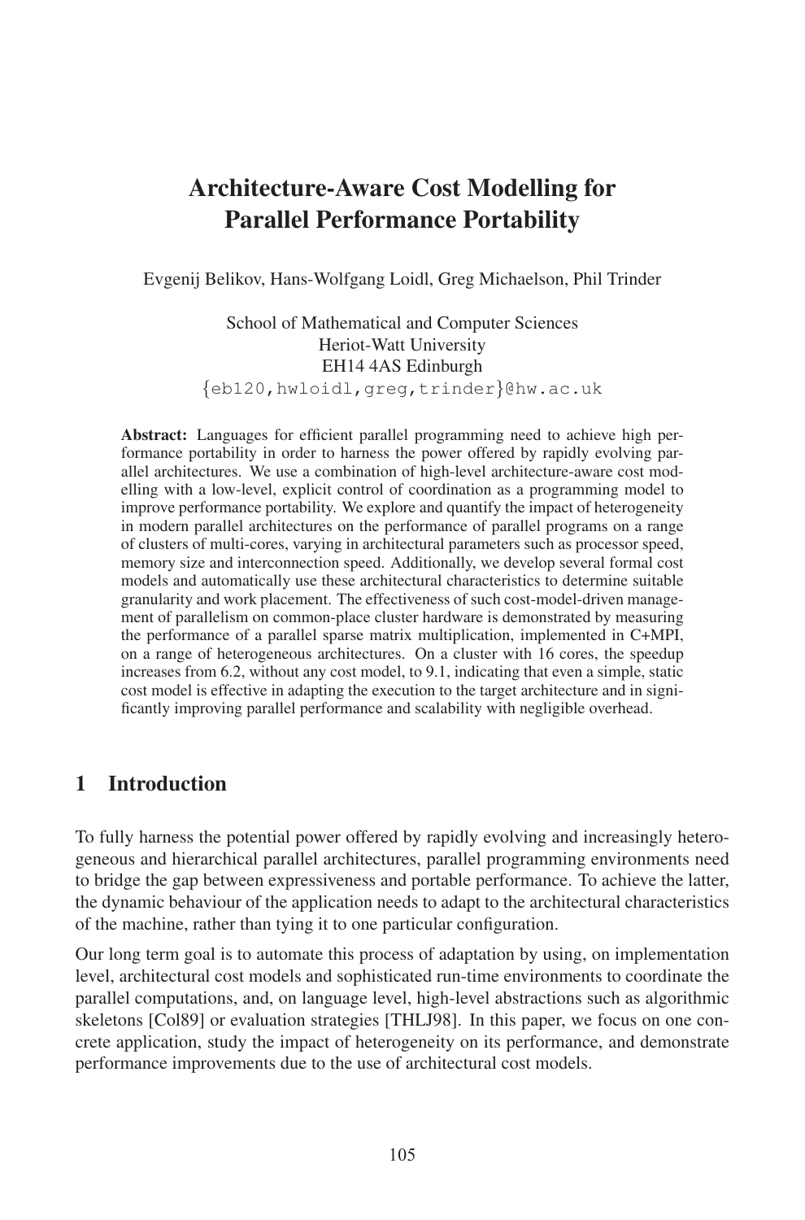# Architecture-Aware Cost Modelling for Parallel Performance Portability

Evgenij Belikov, Hans-Wolfgang Loidl, Greg Michaelson, Phil Trinder

School of Mathematical and Computer Sciences
Heriot-Watt University
EH14 4AS Edinburgh
{eb120,hwloidl,greg,trinder}@hw.ac.uk

**Abstract:** Languages for efficient parallel programming need to achieve high performance portability in order to harness the power offered by rapidly evolving parallel architectures. We use a combination of high-level architecture-aware cost modelling with a low-level, explicit control of coordination as a programming model to improve performance portability. We explore and quantify the impact of heterogeneity in modern parallel architectures on the performance of parallel programs on a range of clusters of multi-cores, varying in architectural parameters such as processor speed, memory size and interconnection speed. Additionally, we develop several formal cost models and automatically use these architectural characteristics to determine suitable granularity and work placement. The effectiveness of such cost-model-driven management of parallelism on common-place cluster hardware is demonstrated by measuring the performance of a parallel sparse matrix multiplication, implemented in C+MPI, on a range of heterogeneous architectures. On a cluster with 16 cores, the speedup increases from 6.2, without any cost model, to 9.1, indicating that even a simple, static cost model is effective in adapting the execution to the target architecture and in significantly improving parallel performance and scalability with negligible overhead.

## 1 Introduction

To fully harness the potential power offered by rapidly evolving and increasingly heterogeneous and hierarchical parallel architectures, parallel programming environments need to bridge the gap between expressiveness and portable performance. To achieve the latter, the dynamic behaviour of the application needs to adapt to the architectural characteristics of the machine, rather than tying it to one particular configuration.

Our long term goal is to automate this process of adaptation by using, on implementation level, architectural cost models and sophisticated run-time environments to coordinate the parallel computations, and, on language level, high-level abstractions such as algorithmic skeletons [Col89] or evaluation strategies [THLJ98]. In this paper, we focus on one concrete application, study the impact of heterogeneity on its performance, and demonstrate performance improvements due to the use of architectural cost models.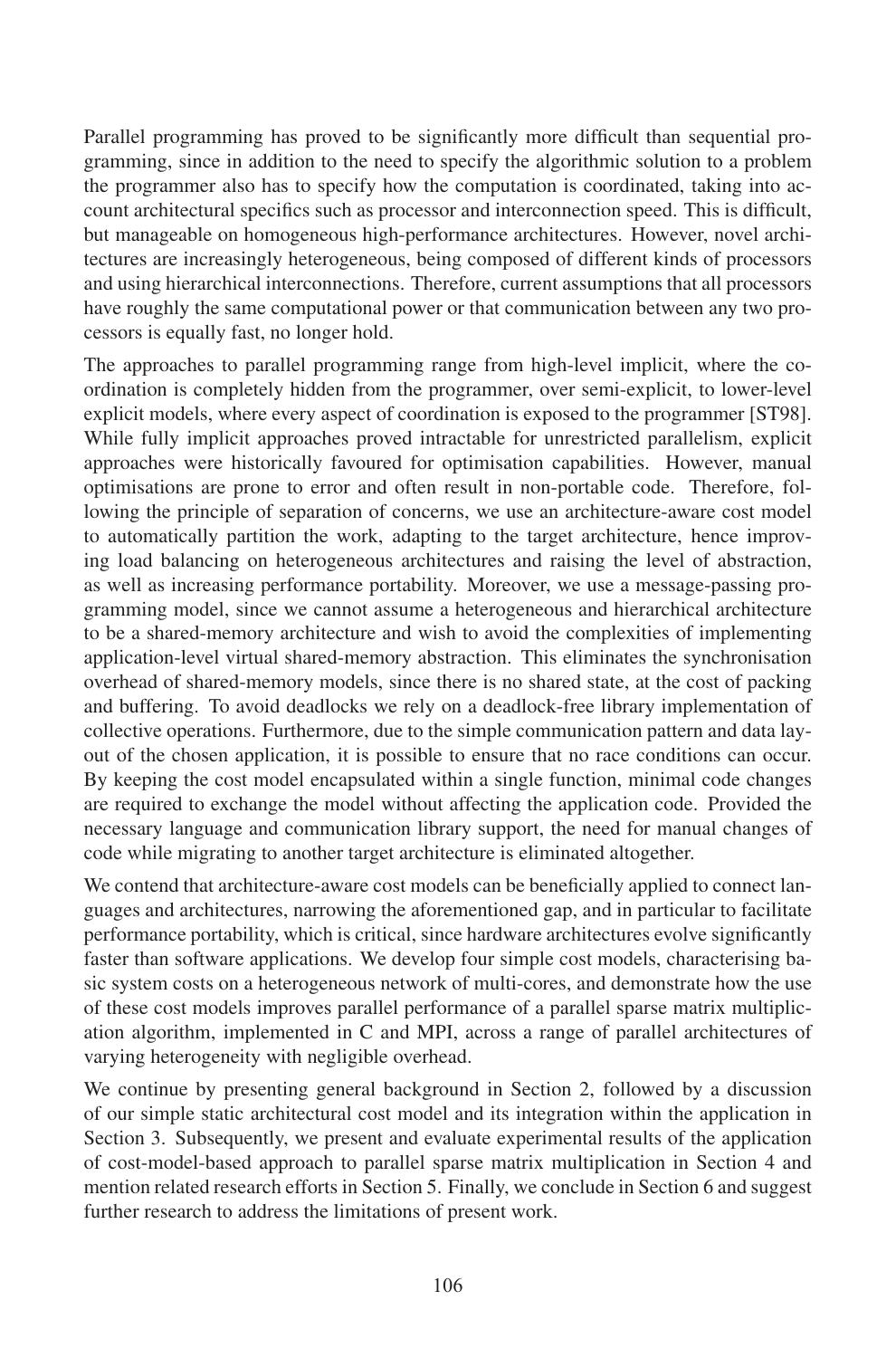Parallel programming has proved to be significantly more difficult than sequential programming, since in addition to the need to specify the algorithmic solution to a problem the programmer also has to specify how the computation is coordinated, taking into account architectural specifics such as processor and interconnection speed. This is difficult, but manageable on homogeneous high-performance architectures. However, novel architectures are increasingly heterogeneous, being composed of different kinds of processors and using hierarchical interconnections. Therefore, current assumptions that all processors have roughly the same computational power or that communication between any two processors is equally fast, no longer hold.

The approaches to parallel programming range from high-level implicit, where the coordination is completely hidden from the programmer, over semi-explicit, to lower-level explicit models, where every aspect of coordination is exposed to the programmer [ST98]. While fully implicit approaches proved intractable for unrestricted parallelism, explicit approaches were historically favoured for optimisation capabilities. However, manual optimisations are prone to error and often result in non-portable code. Therefore, following the principle of separation of concerns, we use an architecture-aware cost model to automatically partition the work, adapting to the target architecture, hence improving load balancing on heterogeneous architectures and raising the level of abstraction, as well as increasing performance portability. Moreover, we use a message-passing programming model, since we cannot assume a heterogeneous and hierarchical architecture to be a shared-memory architecture and wish to avoid the complexities of implementing application-level virtual shared-memory abstraction. This eliminates the synchronisation overhead of shared-memory models, since there is no shared state, at the cost of packing and buffering. To avoid deadlocks we rely on a deadlock-free library implementation of collective operations. Furthermore, due to the simple communication pattern and data layout of the chosen application, it is possible to ensure that no race conditions can occur. By keeping the cost model encapsulated within a single function, minimal code changes are required to exchange the model without affecting the application code. Provided the necessary language and communication library support, the need for manual changes of code while migrating to another target architecture is eliminated altogether.

We contend that architecture-aware cost models can be beneficially applied to connect languages and architectures, narrowing the aforementioned gap, and in particular to facilitate performance portability, which is critical, since hardware architectures evolve significantly faster than software applications. We develop four simple cost models, characterising basic system costs on a heterogeneous network of multi-cores, and demonstrate how the use of these cost models improves parallel performance of a parallel sparse matrix multiplication algorithm, implemented in C and MPI, across a range of parallel architectures of varying heterogeneity with negligible overhead.

We continue by presenting general background in Section 2, followed by a discussion of our simple static architectural cost model and its integration within the application in Section 3. Subsequently, we present and evaluate experimental results of the application of cost-model-based approach to parallel sparse matrix multiplication in Section 4 and mention related research efforts in Section 5. Finally, we conclude in Section 6 and suggest further research to address the limitations of present work.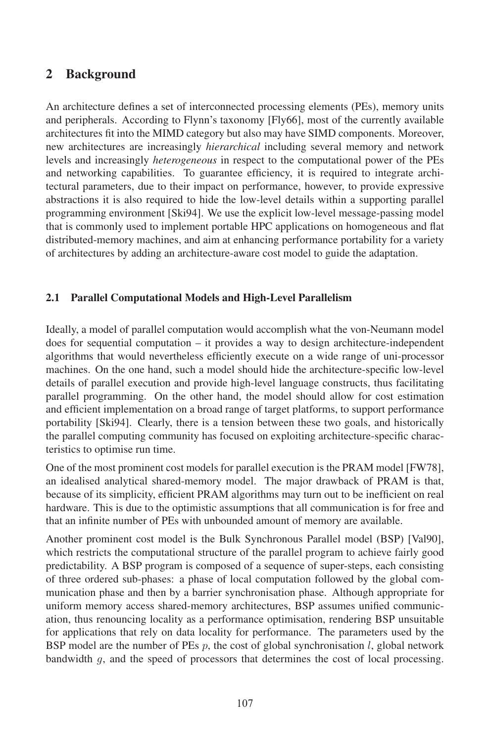## 2 Background

An architecture defines a set of interconnected processing elements (PEs), memory units and peripherals. According to Flynn's taxonomy [Fly66], most of the currently available architectures fit into the MIMD category but also may have SIMD components. Moreover, new architectures are increasingly *hierarchical* including several memory and network levels and increasingly *heterogeneous* in respect to the computational power of the PEs and networking capabilities. To guarantee efficiency, it is required to integrate architectural parameters, due to their impact on performance, however, to provide expressive abstractions it is also required to hide the low-level details within a supporting parallel programming environment [Ski94]. We use the explicit low-level message-passing model that is commonly used to implement portable HPC applications on homogeneous and flat distributed-memory machines, and aim at enhancing performance portability for a variety of architectures by adding an architecture-aware cost model to guide the adaptation.

### 2.1 Parallel Computational Models and High-Level Parallelism

Ideally, a model of parallel computation would accomplish what the von-Neumann model does for sequential computation – it provides a way to design architecture-independent algorithms that would nevertheless efficiently execute on a wide range of uni-processor machines. On the one hand, such a model should hide the architecture-specific low-level details of parallel execution and provide high-level language constructs, thus facilitating parallel programming. On the other hand, the model should allow for cost estimation and efficient implementation on a broad range of target platforms, to support performance portability [Ski94]. Clearly, there is a tension between these two goals, and historically the parallel computing community has focused on exploiting architecture-specific characteristics to optimise run time.

One of the most prominent cost models for parallel execution is the PRAM model [FW78], an idealised analytical shared-memory model. The major drawback of PRAM is that, because of its simplicity, efficient PRAM algorithms may turn out to be inefficient on real hardware. This is due to the optimistic assumptions that all communication is for free and that an infinite number of PEs with unbounded amount of memory are available.

Another prominent cost model is the Bulk Synchronous Parallel model (BSP) [Val90], which restricts the computational structure of the parallel program to achieve fairly good predictability. A BSP program is composed of a sequence of super-steps, each consisting of three ordered sub-phases: a phase of local computation followed by the global communication phase and then by a barrier synchronisation phase. Although appropriate for uniform memory access shared-memory architectures, BSP assumes unified communication, thus renouncing locality as a performance optimisation, rendering BSP unsuitable for applications that rely on data locality for performance. The parameters used by the BSP model are the number of PEs $p$, the cost of global synchronisation $l$, global network bandwidth $g$, and the speed of processors that determines the cost of local processing.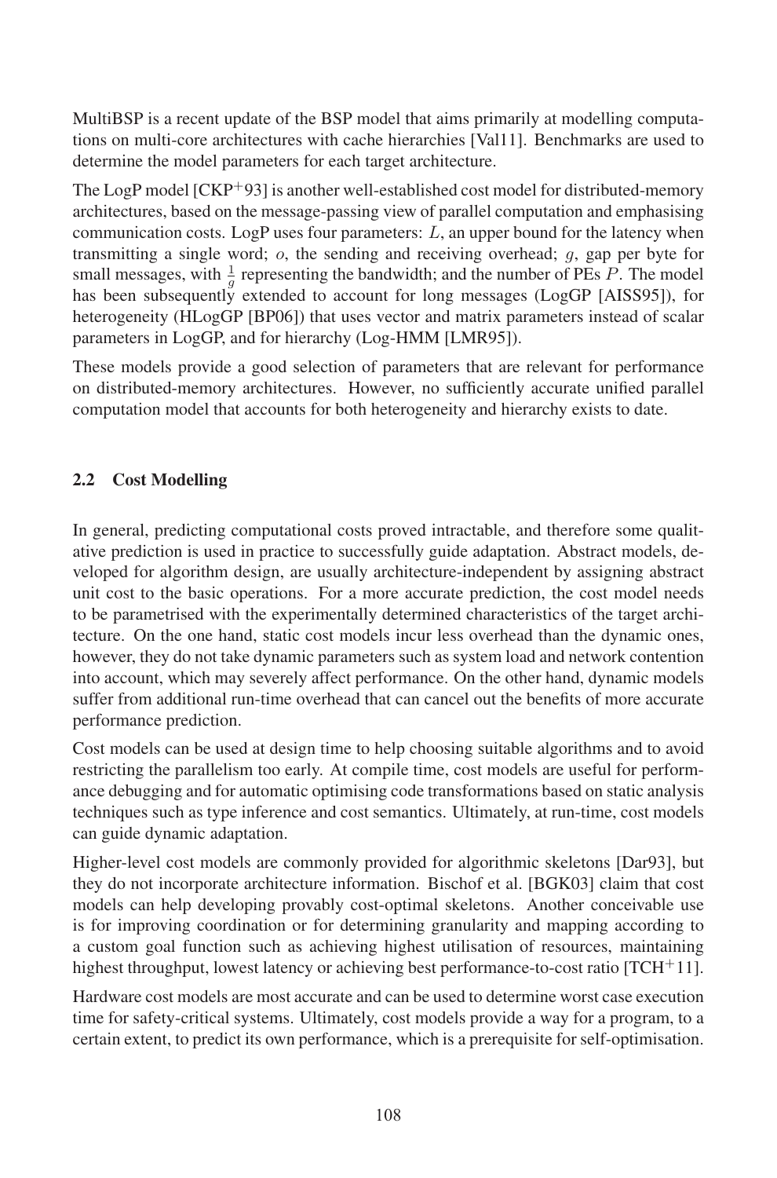MultiBSP is a recent update of the BSP model that aims primarily at modelling computations on multi-core architectures with cache hierarchies [Val11]. Benchmarks are used to determine the model parameters for each target architecture.

The LogP model [CKP+93] is another well-established cost model for distributed-memory architectures, based on the message-passing view of parallel computation and emphasising communication costs. LogP uses four parameters: $L$, an upper bound for the latency when transmitting a single word; $o$, the sending and receiving overhead; $g$, gap per byte for small messages, with $\frac{1}{g}$ representing the bandwidth; and the number of PEs $P$. The model has been subsequently extended to account for long messages (LogGP [AISS95]), for heterogeneity (HLogGP [BP06]) that uses vector and matrix parameters instead of scalar parameters in LogGP, and for hierarchy (Log-HMM [LMR95]).

These models provide a good selection of parameters that are relevant for performance on distributed-memory architectures. However, no sufficiently accurate unified parallel computation model that accounts for both heterogeneity and hierarchy exists to date.

## 2.2 Cost Modelling

In general, predicting computational costs proved intractable, and therefore some qualitative prediction is used in practice to successfully guide adaptation. Abstract models, developed for algorithm design, are usually architecture-independent by assigning abstract unit cost to the basic operations. For a more accurate prediction, the cost model needs to be parametrised with the experimentally determined characteristics of the target architecture. On the one hand, static cost models incur less overhead than the dynamic ones, however, they do not take dynamic parameters such as system load and network contention into account, which may severely affect performance. On the other hand, dynamic models suffer from additional run-time overhead that can cancel out the benefits of more accurate performance prediction.

Cost models can be used at design time to help choosing suitable algorithms and to avoid restricting the parallelism too early. At compile time, cost models are useful for performance debugging and for automatic optimising code transformations based on static analysis techniques such as type inference and cost semantics. Ultimately, at run-time, cost models can guide dynamic adaptation.

Higher-level cost models are commonly provided for algorithmic skeletons [Dar93], but they do not incorporate architecture information. Bischof et al. [BGK03] claim that cost models can help developing provably cost-optimal skeletons. Another conceivable use is for improving coordination or for determining granularity and mapping according to a custom goal function such as achieving highest utilisation of resources, maintaining highest throughput, lowest latency or achieving best performance-to-cost ratio [TCH+11].

Hardware cost models are most accurate and can be used to determine worst case execution time for safety-critical systems. Ultimately, cost models provide a way for a program, to a certain extent, to predict its own performance, which is a prerequisite for self-optimisation.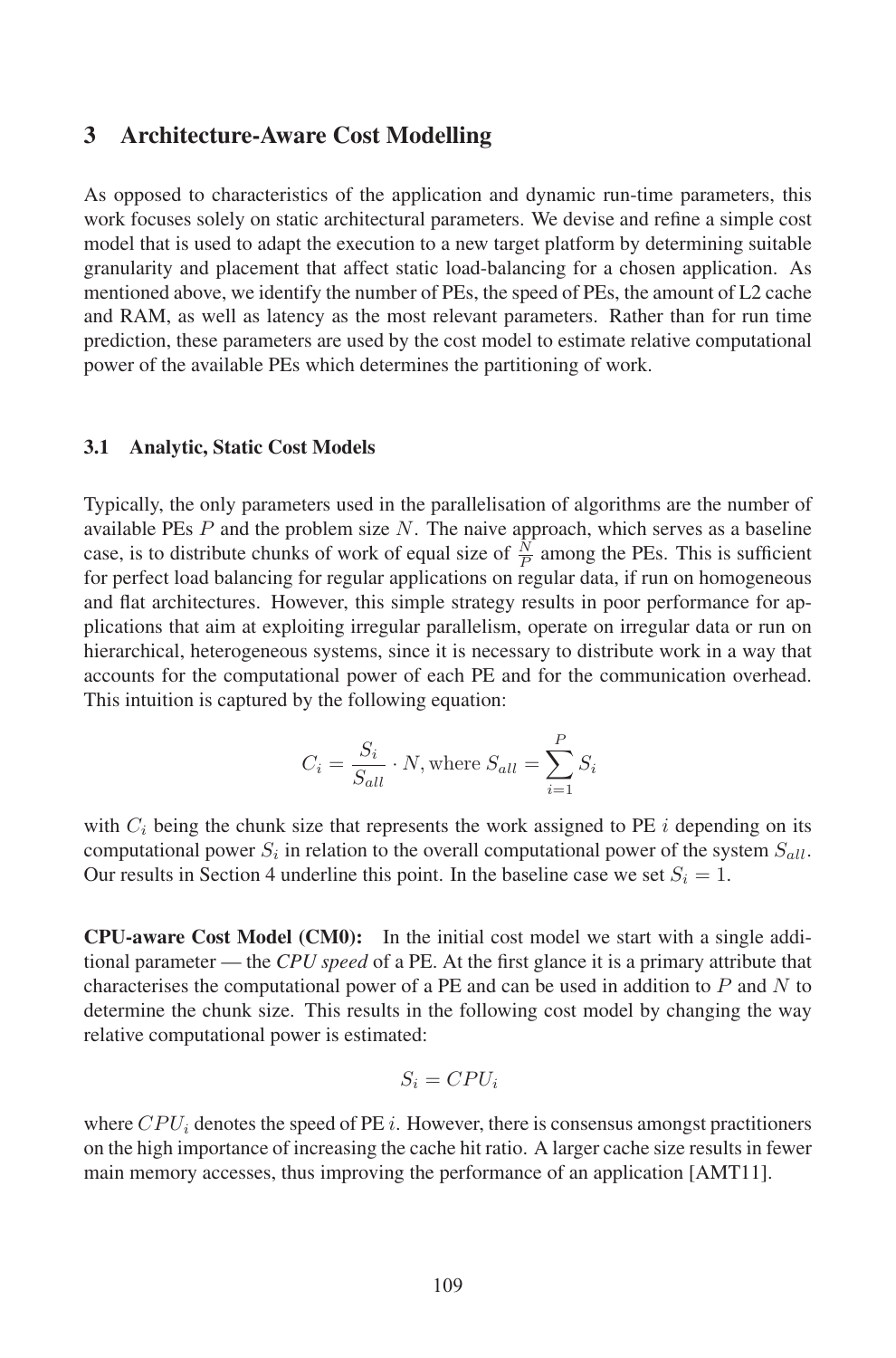## 3 Architecture-Aware Cost Modelling

As opposed to characteristics of the application and dynamic run-time parameters, this work focuses solely on static architectural parameters. We devise and refine a simple cost model that is used to adapt the execution to a new target platform by determining suitable granularity and placement that affect static load-balancing for a chosen application. As mentioned above, we identify the number of PEs, the speed of PEs, the amount of L2 cache and RAM, as well as latency as the most relevant parameters. Rather than for run time prediction, these parameters are used by the cost model to estimate relative computational power of the available PEs which determines the partitioning of work.

### 3.1 Analytic, Static Cost Models

Typically, the only parameters used in the parallelisation of algorithms are the number of available PEs $P$ and the problem size $N$. The naive approach, which serves as a baseline case, is to distribute chunks of work of equal size of $\frac{N}{P}$ among the PEs. This is sufficient for perfect load balancing for regular applications on regular data, if run on homogeneous and flat architectures. However, this simple strategy results in poor performance for applications that aim at exploiting irregular parallelism, operate on irregular data or run on hierarchical, heterogeneous systems, since it is necessary to distribute work in a way that accounts for the computational power of each PE and for the communication overhead. This intuition is captured by the following equation:

$$C_i = \frac{S_i}{S_{all}} \cdot N, \text{where } S_{all} = \sum_{i=1}^{P} S_i$$

with $C_i$ being the chunk size that represents the work assigned to PE $i$ depending on its computational power $S_i$ in relation to the overall computational power of the system $S_{all}$. Our results in Section 4 underline this point. In the baseline case we set $S_i = 1$.

**CPU-aware Cost Model (CM0):** In the initial cost model we start with a single additional parameter — the *CPU speed* of a PE. At the first glance it is a primary attribute that characterises the computational power of a PE and can be used in addition to $P$ and $N$ to determine the chunk size. This results in the following cost model by changing the way relative computational power is estimated:

$$S_i = CPU_i$$

where $CPU_i$ denotes the speed of PE $i$. However, there is consensus amongst practitioners on the high importance of increasing the cache hit ratio. A larger cache size results in fewer main memory accesses, thus improving the performance of an application [AMT11].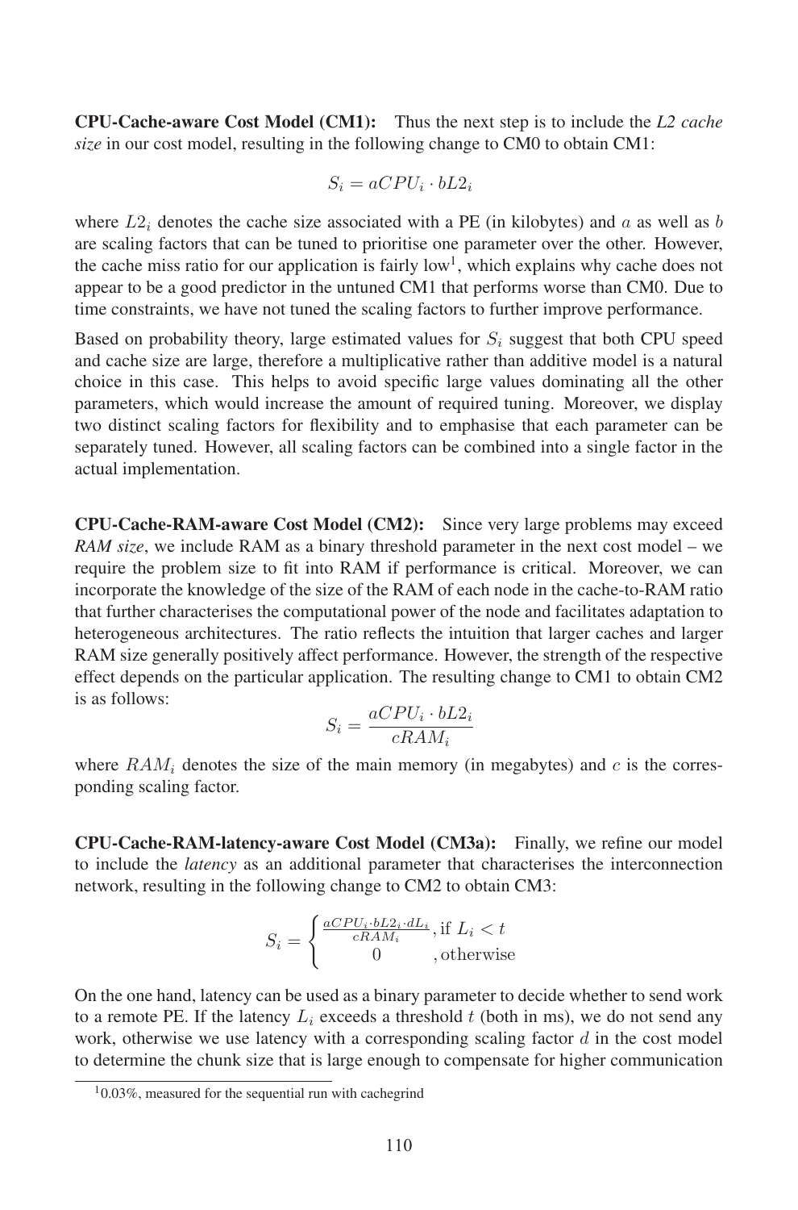**CPU-Cache-aware Cost Model (CM1):** Thus the next step is to include the *L2 cache size* in our cost model, resulting in the following change to CM0 to obtain CM1:

$$S_i = aCPU_i \cdot bL2_i$$

where $L2_i$ denotes the cache size associated with a PE (in kilobytes) and $a$ as well as $b$ are scaling factors that can be tuned to prioritise one parameter over the other. However, the cache miss ratio for our application is fairly low[1], which explains why cache does not appear to be a good predictor in the untuned CM1 that performs worse than CM0. Due to time constraints, we have not tuned the scaling factors to further improve performance.

Based on probability theory, large estimated values for $S_i$ suggest that both CPU speed and cache size are large, therefore a multiplicative rather than additive model is a natural choice in this case. This helps to avoid specific large values dominating all the other parameters, which would increase the amount of required tuning. Moreover, we display two distinct scaling factors for flexibility and to emphasise that each parameter can be separately tuned. However, all scaling factors can be combined into a single factor in the actual implementation.

**CPU-Cache-RAM-aware Cost Model (CM2):** Since very large problems may exceed *RAM size*, we include RAM as a binary threshold parameter in the next cost model – we require the problem size to fit into RAM if performance is critical. Moreover, we can incorporate the knowledge of the size of the RAM of each node in the cache-to-RAM ratio that further characterises the computational power of the node and facilitates adaptation to heterogeneous architectures. The ratio reflects the intuition that larger caches and larger RAM size generally positively affect performance. However, the strength of the respective effect depends on the particular application. The resulting change to CM1 to obtain CM2 is as follows:

$$S_i = \frac{aCPU_i \cdot bL2_i}{cRAM_i}$$

where $RAM_i$ denotes the size of the main memory (in megabytes) and $c$ is the corresponding scaling factor.

**CPU-Cache-RAM-latency-aware Cost Model (CM3a):** Finally, we refine our model to include the *latency* as an additional parameter that characterises the interconnection network, resulting in the following change to CM2 to obtain CM3:

$$S_i = \begin{cases} \frac{aCPU_i \cdot bL2_i \cdot dL_i}{cRAM_i}, & \text{if } L_i < t \\ 0 & \text{, otherwise} \end{cases}$$

On the one hand, latency can be used as a binary parameter to decide whether to send work to a remote PE. If the latency $L_i$ exceeds a threshold $t$ (both in ms), we do not send any work, otherwise we use latency with a corresponding scaling factor $d$ in the cost model to determine the chunk size that is large enough to compensate for higher communication

[1] 0.03%, measured for the sequential run with cachegrind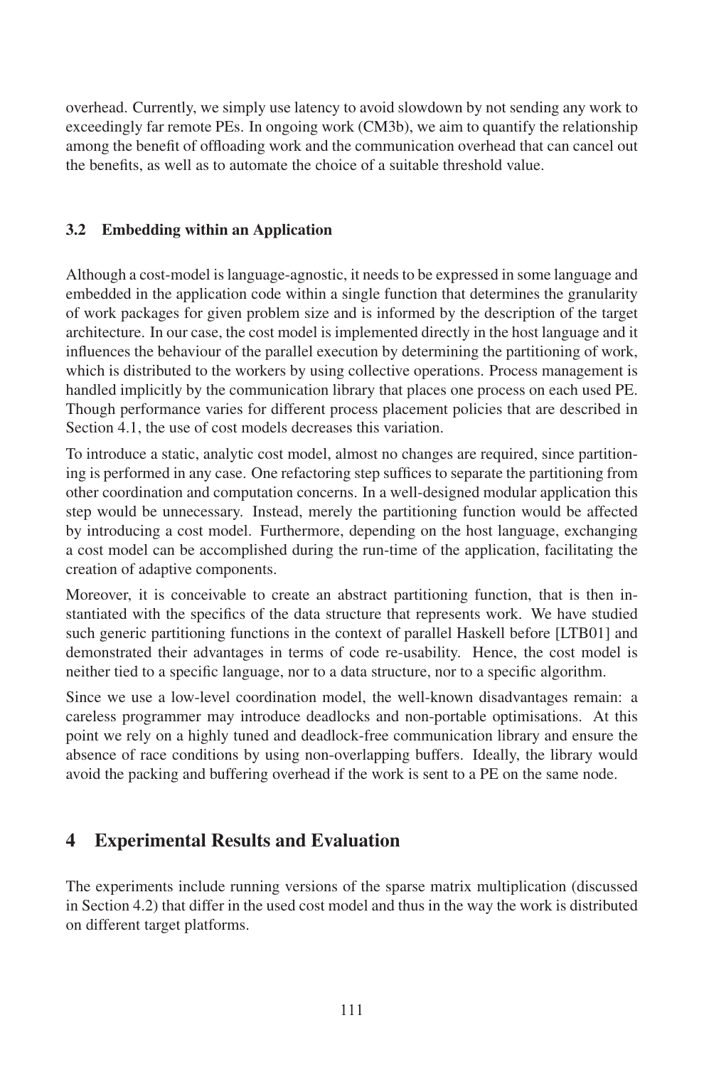overhead. Currently, we simply use latency to avoid slowdown by not sending any work to exceedingly far remote PEs. In ongoing work (CM3b), we aim to quantify the relationship among the benefit of offloading work and the communication overhead that can cancel out the benefits, as well as to automate the choice of a suitable threshold value.

### 3.2 Embedding within an Application

Although a cost-model is language-agnostic, it needs to be expressed in some language and embedded in the application code within a single function that determines the granularity of work packages for given problem size and is informed by the description of the target architecture. In our case, the cost model is implemented directly in the host language and it influences the behaviour of the parallel execution by determining the partitioning of work, which is distributed to the workers by using collective operations. Process management is handled implicitly by the communication library that places one process on each used PE. Though performance varies for different process placement policies that are described in Section 4.1, the use of cost models decreases this variation.

To introduce a static, analytic cost model, almost no changes are required, since partitioning is performed in any case. One refactoring step suffices to separate the partitioning from other coordination and computation concerns. In a well-designed modular application this step would be unnecessary. Instead, merely the partitioning function would be affected by introducing a cost model. Furthermore, depending on the host language, exchanging a cost model can be accomplished during the run-time of the application, facilitating the creation of adaptive components.

Moreover, it is conceivable to create an abstract partitioning function, that is then instantiated with the specifics of the data structure that represents work. We have studied such generic partitioning functions in the context of parallel Haskell before [LTB01] and demonstrated their advantages in terms of code re-usability. Hence, the cost model is neither tied to a specific language, nor to a data structure, nor to a specific algorithm.

Since we use a low-level coordination model, the well-known disadvantages remain: a careless programmer may introduce deadlocks and non-portable optimisations. At this point we rely on a highly tuned and deadlock-free communication library and ensure the absence of race conditions by using non-overlapping buffers. Ideally, the library would avoid the packing and buffering overhead if the work is sent to a PE on the same node.

## 4 Experimental Results and Evaluation

The experiments include running versions of the sparse matrix multiplication (discussed in Section 4.2) that differ in the used cost model and thus in the way the work is distributed on different target platforms.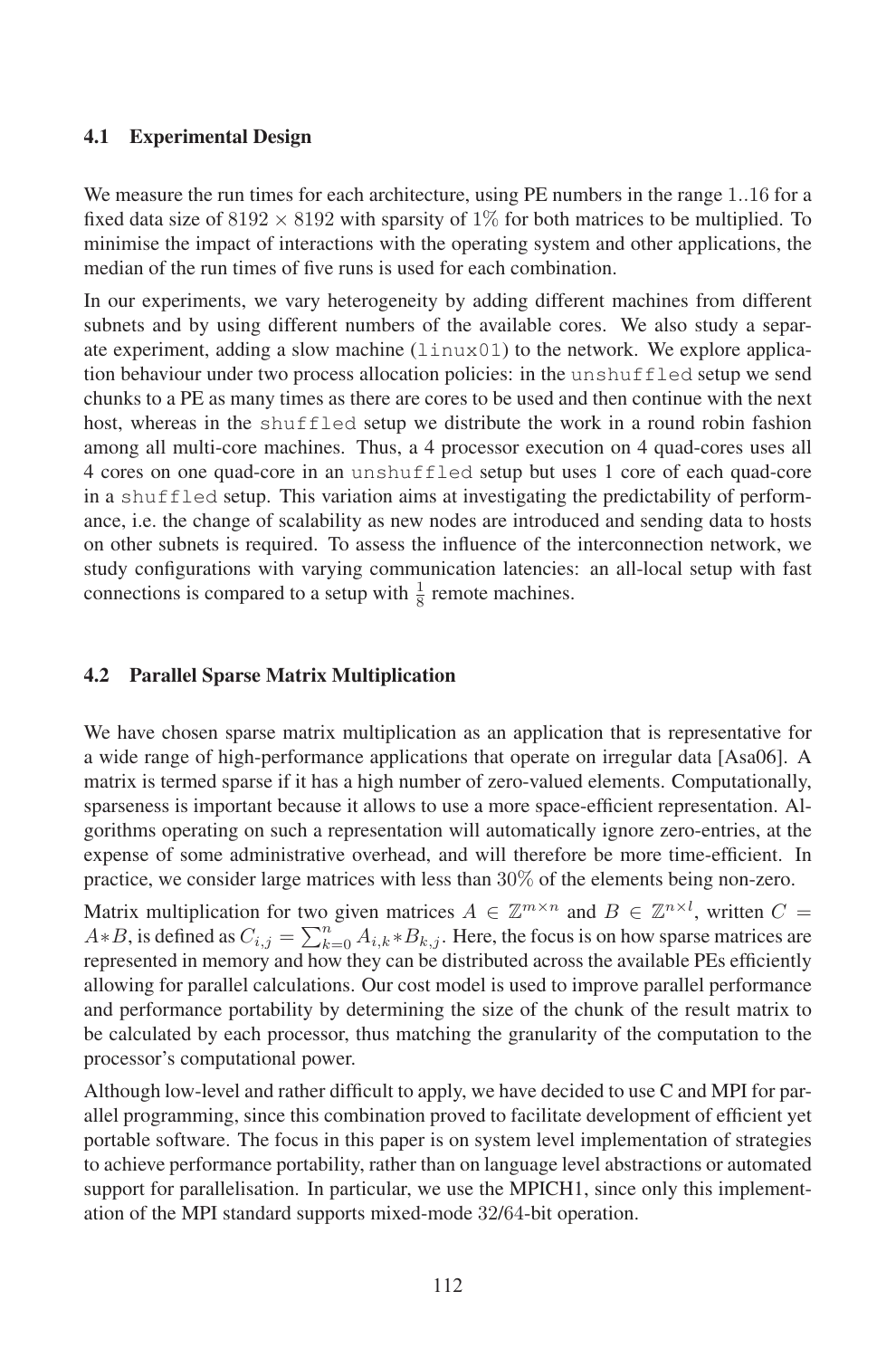### 4.1 Experimental Design

We measure the run times for each architecture, using PE numbers in the range $1..16$ for a fixed data size of $8192 \times 8192$ with sparsity of $1\%$ for both matrices to be multiplied. To minimise the impact of interactions with the operating system and other applications, the median of the run times of five runs is used for each combination.

In our experiments, we vary heterogeneity by adding different machines from different subnets and by using different numbers of the available cores. We also study a separate experiment, adding a slow machine (`linux01`) to the network. We explore application behaviour under two process allocation policies: in the `unshuffled` setup we send chunks to a PE as many times as there are cores to be used and then continue with the next host, whereas in the `shuffled` setup we distribute the work in a round robin fashion among all multi-core machines. Thus, a 4 processor execution on 4 quad-cores uses all 4 cores on one quad-core in an `unshuffled` setup but uses 1 core of each quad-core in a `shuffled` setup. This variation aims at investigating the predictability of performance, i.e. the change of scalability as new nodes are introduced and sending data to hosts on other subnets is required. To assess the influence of the interconnection network, we study configurations with varying communication latencies: an all-local setup with fast connections is compared to a setup with $\frac{1}{8}$ remote machines.

### 4.2 Parallel Sparse Matrix Multiplication

We have chosen sparse matrix multiplication as an application that is representative for a wide range of high-performance applications that operate on irregular data [Asa06]. A matrix is termed sparse if it has a high number of zero-valued elements. Computationally, sparseness is important because it allows to use a more space-efficient representation. Algorithms operating on such a representation will automatically ignore zero-entries, at the expense of some administrative overhead, and will therefore be more time-efficient. In practice, we consider large matrices with less than $30\%$ of the elements being non-zero.

Matrix multiplication for two given matrices $A \in \mathbb{Z}^{m \times n}$ and $B \in \mathbb{Z}^{n \times l}$, written $C = A * B$, is defined as $C_{i,j} = \sum_{k=0}^{n} A_{i,k} * B_{k,j}$. Here, the focus is on how sparse matrices are represented in memory and how they can be distributed across the available PEs efficiently allowing for parallel calculations. Our cost model is used to improve parallel performance and performance portability by determining the size of the chunk of the result matrix to be calculated by each processor, thus matching the granularity of the computation to the processor's computational power.

Although low-level and rather difficult to apply, we have decided to use C and MPI for parallel programming, since this combination proved to facilitate development of efficient yet portable software. The focus in this paper is on system level implementation of strategies to achieve performance portability, rather than on language level abstractions or automated support for parallelisation. In particular, we use the MPICH1, since only this implementation of the MPI standard supports mixed-mode 32/64-bit operation.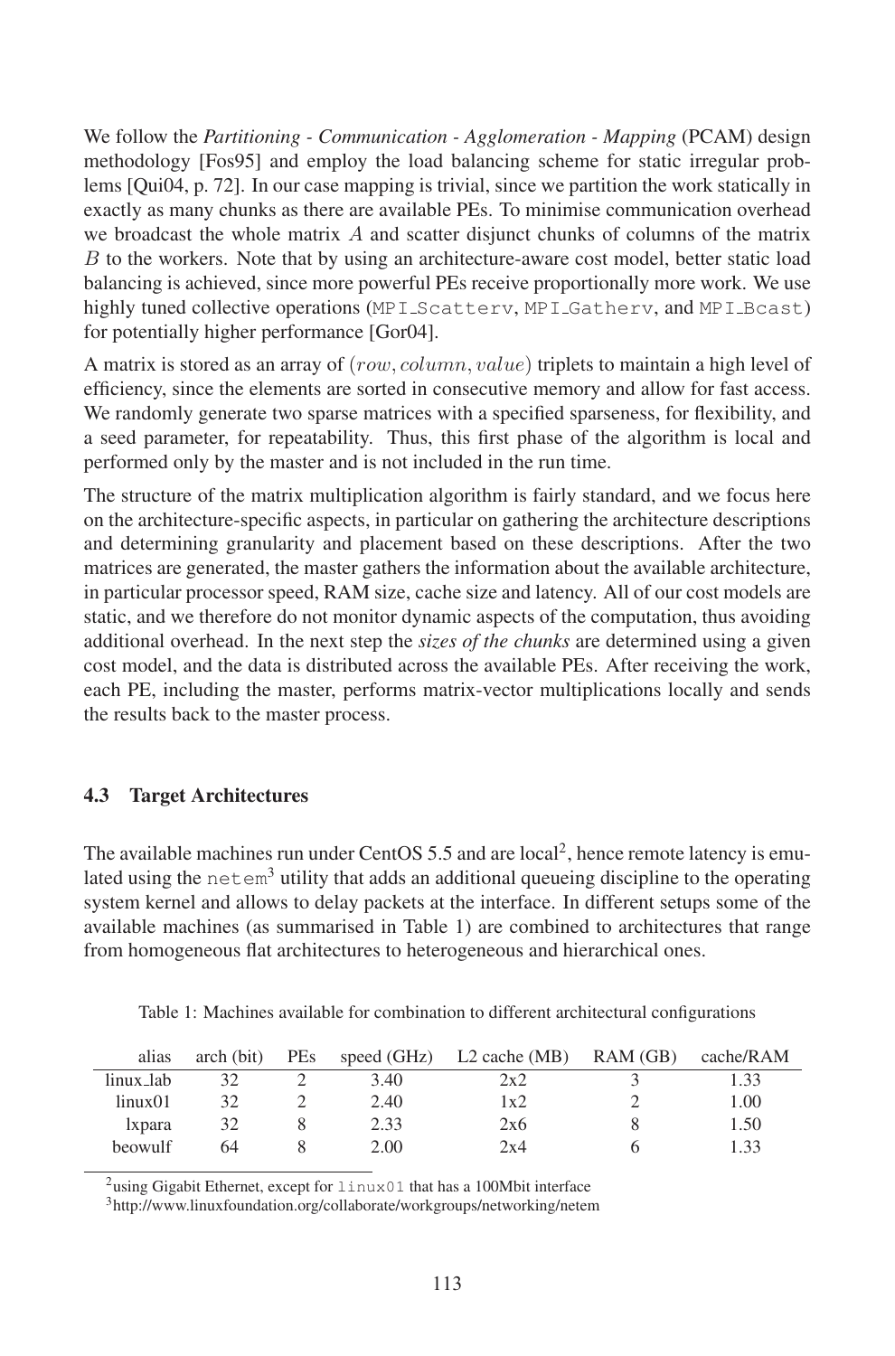We follow the *Partitioning - Communication - Agglomeration - Mapping* (PCAM) design methodology [Fos95] and employ the load balancing scheme for static irregular problems [Qui04, p. 72]. In our case mapping is trivial, since we partition the work statically in exactly as many chunks as there are available PEs. To minimise communication overhead we broadcast the whole matrix $A$ and scatter disjunct chunks of columns of the matrix $B$ to the workers. Note that by using an architecture-aware cost model, better static load balancing is achieved, since more powerful PEs receive proportionally more work. We use highly tuned collective operations (`MPI_Scatterv`, `MPI_Gatherv`, and `MPI_Bcast`) for potentially higher performance [Gor04].

A matrix is stored as an array of $(row, column, value)$ triplets to maintain a high level of efficiency, since the elements are sorted in consecutive memory and allow for fast access. We randomly generate two sparse matrices with a specified sparseness, for flexibility, and a seed parameter, for repeatability. Thus, this first phase of the algorithm is local and performed only by the master and is not included in the run time.

The structure of the matrix multiplication algorithm is fairly standard, and we focus here on the architecture-specific aspects, in particular on gathering the architecture descriptions and determining granularity and placement based on these descriptions. After the two matrices are generated, the master gathers the information about the available architecture, in particular processor speed, RAM size, cache size and latency. All of our cost models are static, and we therefore do not monitor dynamic aspects of the computation, thus avoiding additional overhead. In the next step the *sizes of the chunks* are determined using a given cost model, and the data is distributed across the available PEs. After receiving the work, each PE, including the master, performs matrix-vector multiplications locally and sends the results back to the master process.

### 4.3 Target Architectures

The available machines run under CentOS 5.5 and are local[2], hence remote latency is emulated using the `netem`[3] utility that adds an additional queueing discipline to the operating system kernel and allows to delay packets at the interface. In different setups some of the available machines (as summarised in Table 1) are combined to architectures that range from homogeneous flat architectures to heterogeneous and hierarchical ones.

Table 1: Machines available for combination to different architectural configurations

| alias | arch (bit) | PEs | speed (GHz) | L2 cache (MB) | RAM (GB) | cache/RAM |
|---|---|---|---|---|---|---|
| linux_lab | 32 | 2 | 3.40 | 2x2 | 3 | 1.33 |
| linux01 | 32 | 2 | 2.40 | 1x2 | 2 | 1.00 |
| lxpara | 32 | 8 | 2.33 | 2x6 | 8 | 1.50 |
| beowulf | 64 | 8 | 2.00 | 2x4 | 6 | 1.33 |

[2] using Gigabit Ethernet, except for `linux01` that has a 100Mbit interface

[3] http://www.linuxfoundation.org/collaborate/workgroups/networking/netem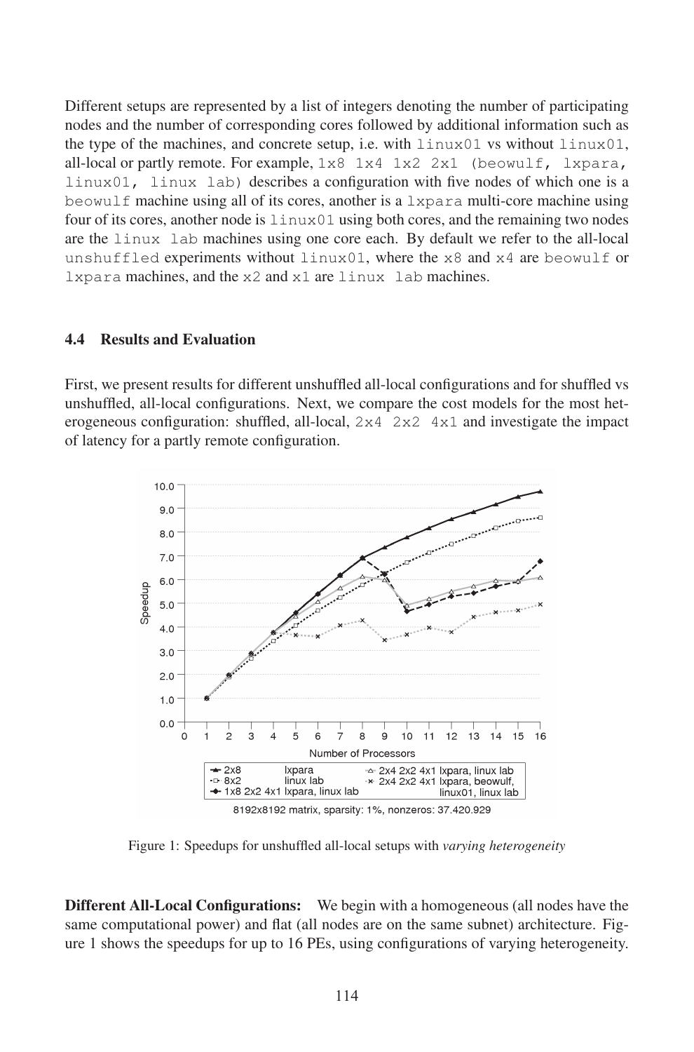Different setups are represented by a list of integers denoting the number of participating nodes and the number of corresponding cores followed by additional information such as the type of the machines, and concrete setup, i.e. with `linux01` vs without `linux01`, all-local or partly remote. For example, `1x8 1x4 1x2 2x1 (beowulf, lxpara, linux01, linux lab)` describes a configuration with five nodes of which one is a `beowulf` machine using all of its cores, another is a `lxpara` multi-core machine using four of its cores, another node is `linux01` using both cores, and the remaining two nodes are the `linux lab` machines using one core each. By default we refer to the all-local `unshuffled` experiments without `linux01`, where the `x8` and `x4` are `beowulf` or `lxpara` machines, and the `x2` and `x1` are `linux lab` machines.

### 4.4 Results and Evaluation

First, we present results for different unshuffled all-local configurations and for shuffled vs unshuffled, all-local configurations. Next, we compare the cost models for the most heterogeneous configuration: shuffled, all-local, `2x4 2x2 4x1` and investigate the impact of latency for a partly remote configuration.

Figure 1: Speedups for unshuffled all-local setups with *varying heterogeneity*

**Different All-Local Configurations:** We begin with a homogeneous (all nodes have the same computational power) and flat (all nodes are on the same subnet) architecture. Figure 1 shows the speedups for up to 16 PEs, using configurations of varying heterogeneity.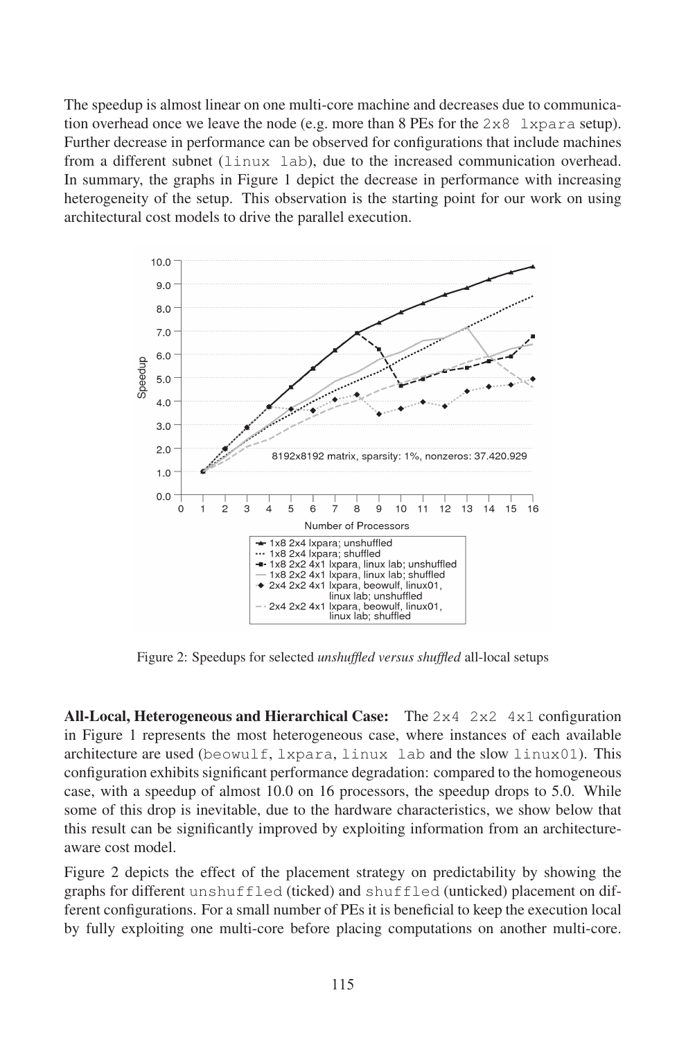The speedup is almost linear on one multi-core machine and decreases due to communication overhead once we leave the node (e.g. more than 8 PEs for the `2x8 lxpara` setup). Further decrease in performance can be observed for configurations that include machines from a different subnet (`linux lab`), due to the increased communication overhead. In summary, the graphs in Figure 1 depict the decrease in performance with increasing heterogeneity of the setup. This observation is the starting point for our work on using architectural cost models to drive the parallel execution.

Figure 2: Speedups for selected *unshuffled versus shuffled* all-local setups

**All-Local, Heterogeneous and Hierarchical Case:** The `2x4 2x2 4x1` configuration in Figure 1 represents the most heterogeneous case, where instances of each available architecture are used (`beowulf`, `lxpara`, `linux lab` and the slow `linux01`). This configuration exhibits significant performance degradation: compared to the homogeneous case, with a speedup of almost 10.0 on 16 processors, the speedup drops to 5.0. While some of this drop is inevitable, due to the hardware characteristics, we show below that this result can be significantly improved by exploiting information from an architecture-aware cost model.

Figure 2 depicts the effect of the placement strategy on predictability by showing the graphs for different `unshuffled` (ticked) and `shuffled` (unticked) placement on different configurations. For a small number of PEs it is beneficial to keep the execution local by fully exploiting one multi-core before placing computations on another multi-core.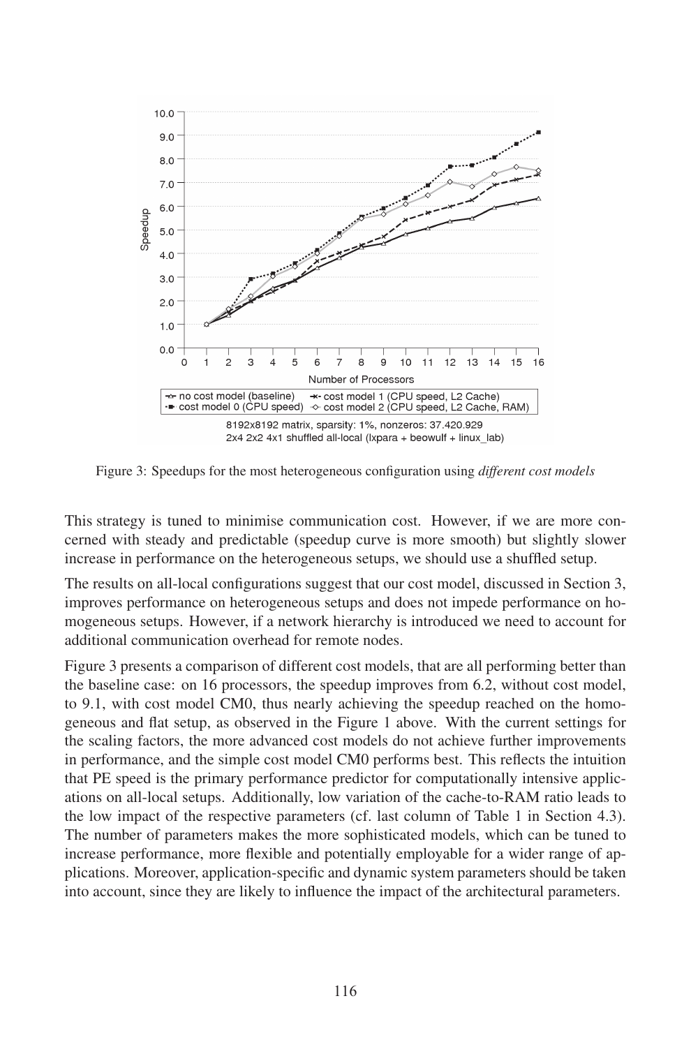Figure 3: Speedups for the most heterogeneous configuration using *different cost models*

This strategy is tuned to minimise communication cost. However, if we are more concerned with steady and predictable (speedup curve is more smooth) but slightly slower increase in performance on the heterogeneous setups, we should use a shuffled setup.

The results on all-local configurations suggest that our cost model, discussed in Section 3, improves performance on heterogeneous setups and does not impede performance on homogeneous setups. However, if a network hierarchy is introduced we need to account for additional communication overhead for remote nodes.

Figure 3 presents a comparison of different cost models, that are all performing better than the baseline case: on 16 processors, the speedup improves from 6.2, without cost model, to 9.1, with cost model CM0, thus nearly achieving the speedup reached on the homogeneous and flat setup, as observed in the Figure 1 above. With the current settings for the scaling factors, the more advanced cost models do not achieve further improvements in performance, and the simple cost model CM0 performs best. This reflects the intuition that PE speed is the primary performance predictor for computationally intensive applications on all-local setups. Additionally, low variation of the cache-to-RAM ratio leads to the low impact of the respective parameters (cf. last column of Table 1 in Section 4.3). The number of parameters makes the more sophisticated models, which can be tuned to increase performance, more flexible and potentially employable for a wider range of applications. Moreover, application-specific and dynamic system parameters should be taken into account, since they are likely to influence the impact of the architectural parameters.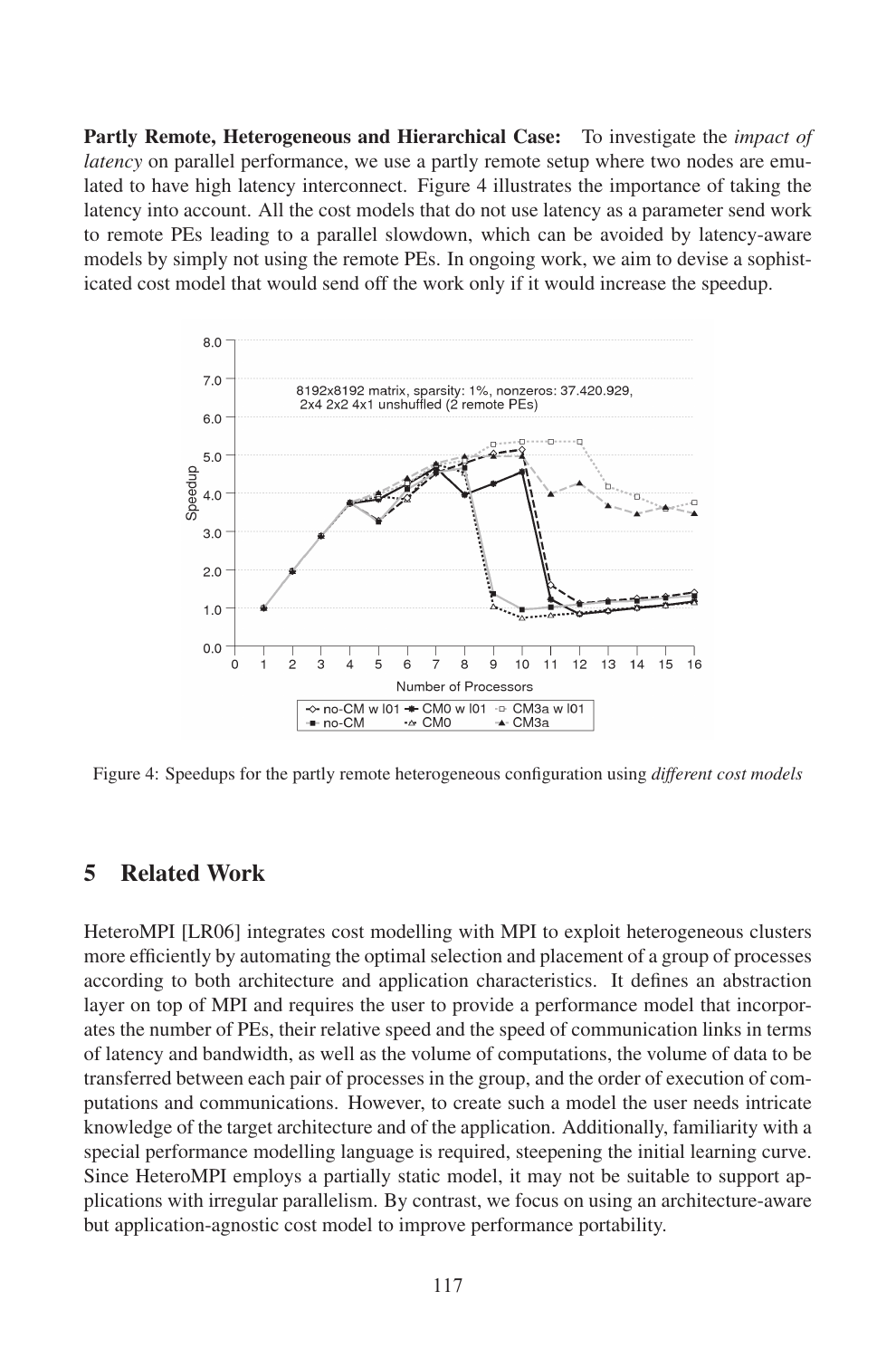**Partly Remote, Heterogeneous and Hierarchical Case:** To investigate the *impact of latency* on parallel performance, we use a partly remote setup where two nodes are emulated to have high latency interconnect. Figure 4 illustrates the importance of taking the latency into account. All the cost models that do not use latency as a parameter send work to remote PEs leading to a parallel slowdown, which can be avoided by latency-aware models by simply not using the remote PEs. In ongoing work, we aim to devise a sophisticated cost model that would send off the work only if it would increase the speedup.

Figure 4: Speedups for the partly remote heterogeneous configuration using *different cost models*

## 5 Related Work

HeteroMPI [LR06] integrates cost modelling with MPI to exploit heterogeneous clusters more efficiently by automating the optimal selection and placement of a group of processes according to both architecture and application characteristics. It defines an abstraction layer on top of MPI and requires the user to provide a performance model that incorporates the number of PEs, their relative speed and the speed of communication links in terms of latency and bandwidth, as well as the volume of computations, the volume of data to be transferred between each pair of processes in the group, and the order of execution of computations and communications. However, to create such a model the user needs intricate knowledge of the target architecture and of the application. Additionally, familiarity with a special performance modelling language is required, steepening the initial learning curve. Since HeteroMPI employs a partially static model, it may not be suitable to support applications with irregular parallelism. By contrast, we focus on using an architecture-aware but application-agnostic cost model to improve performance portability.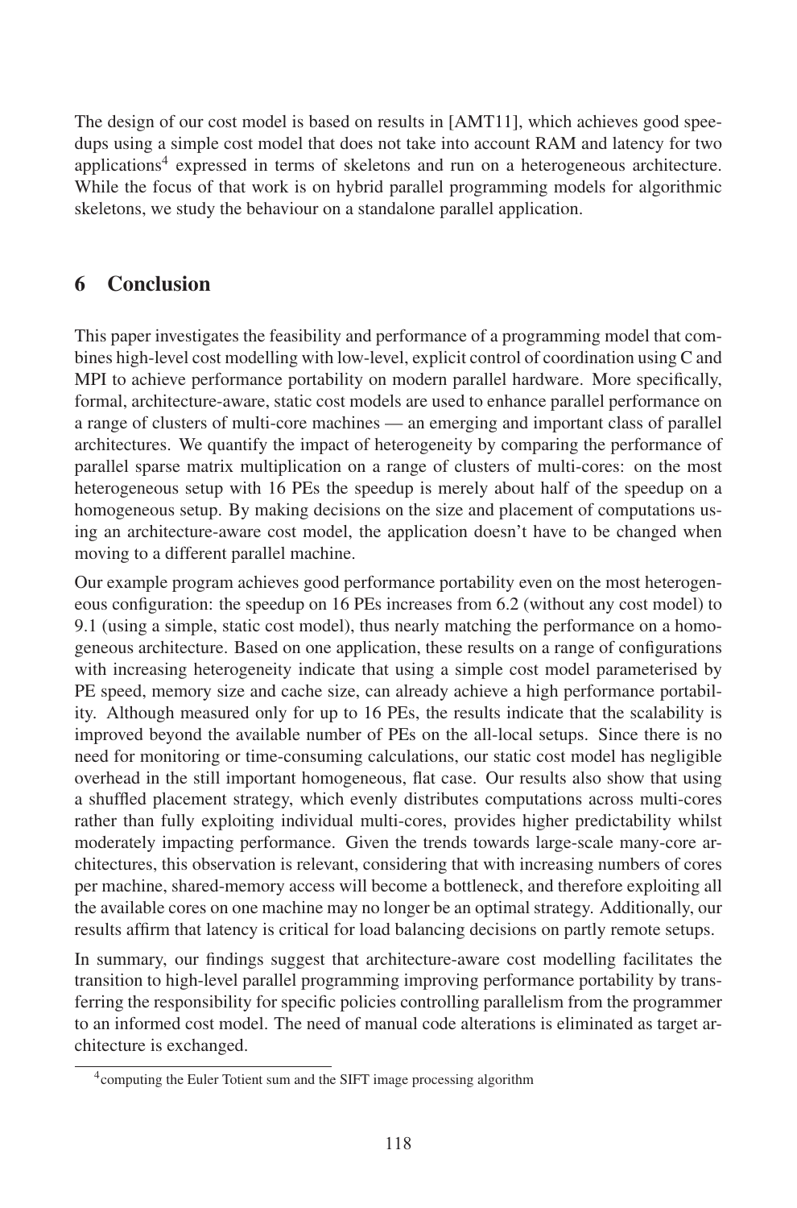The design of our cost model is based on results in [AMT11], which achieves good speedups using a simple cost model that does not take into account RAM and latency for two applications[4] expressed in terms of skeletons and run on a heterogeneous architecture. While the focus of that work is on hybrid parallel programming models for algorithmic skeletons, we study the behaviour on a standalone parallel application.

## 6 Conclusion

This paper investigates the feasibility and performance of a programming model that combines high-level cost modelling with low-level, explicit control of coordination using C and MPI to achieve performance portability on modern parallel hardware. More specifically, formal, architecture-aware, static cost models are used to enhance parallel performance on a range of clusters of multi-core machines — an emerging and important class of parallel architectures. We quantify the impact of heterogeneity by comparing the performance of parallel sparse matrix multiplication on a range of clusters of multi-cores: on the most heterogeneous setup with 16 PEs the speedup is merely about half of the speedup on a homogeneous setup. By making decisions on the size and placement of computations using an architecture-aware cost model, the application doesn't have to be changed when moving to a different parallel machine.

Our example program achieves good performance portability even on the most heterogeneous configuration: the speedup on 16 PEs increases from 6.2 (without any cost model) to 9.1 (using a simple, static cost model), thus nearly matching the performance on a homogeneous architecture. Based on one application, these results on a range of configurations with increasing heterogeneity indicate that using a simple cost model parameterised by PE speed, memory size and cache size, can already achieve a high performance portability. Although measured only for up to 16 PEs, the results indicate that the scalability is improved beyond the available number of PEs on the all-local setups. Since there is no need for monitoring or time-consuming calculations, our static cost model has negligible overhead in the still important homogeneous, flat case. Our results also show that using a shuffled placement strategy, which evenly distributes computations across multi-cores rather than fully exploiting individual multi-cores, provides higher predictability whilst moderately impacting performance. Given the trends towards large-scale many-core architectures, this observation is relevant, considering that with increasing numbers of cores per machine, shared-memory access will become a bottleneck, and therefore exploiting all the available cores on one machine may no longer be an optimal strategy. Additionally, our results affirm that latency is critical for load balancing decisions on partly remote setups.

In summary, our findings suggest that architecture-aware cost modelling facilitates the transition to high-level parallel programming improving performance portability by transferring the responsibility for specific policies controlling parallelism from the programmer to an informed cost model. The need of manual code alterations is eliminated as target architecture is exchanged.

[4] computing the Euler Totient sum and the SIFT image processing algorithm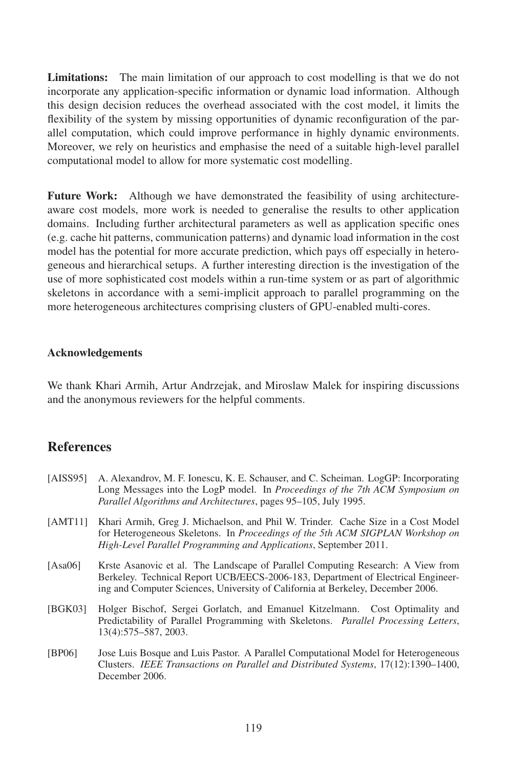**Limitations:** The main limitation of our approach to cost modelling is that we do not incorporate any application-specific information or dynamic load information. Although this design decision reduces the overhead associated with the cost model, it limits the flexibility of the system by missing opportunities of dynamic reconfiguration of the parallel computation, which could improve performance in highly dynamic environments. Moreover, we rely on heuristics and emphasise the need of a suitable high-level parallel computational model to allow for more systematic cost modelling.

**Future Work:** Although we have demonstrated the feasibility of using architecture-aware cost models, more work is needed to generalise the results to other application domains. Including further architectural parameters as well as application specific ones (e.g. cache hit patterns, communication patterns) and dynamic load information in the cost model has the potential for more accurate prediction, which pays off especially in heterogeneous and hierarchical setups. A further interesting direction is the investigation of the use of more sophisticated cost models within a run-time system or as part of algorithmic skeletons in accordance with a semi-implicit approach to parallel programming on the more heterogeneous architectures comprising clusters of GPU-enabled multi-cores.

#### Acknowledgements

We thank Khari Armih, Artur Andrzejak, and Miroslaw Malek for inspiring discussions and the anonymous reviewers for the helpful comments.

## References

- [AISS95] A. Alexandrov, M. F. Ionescu, K. E. Schauser, and C. Scheiman. LogGP: Incorporating Long Messages into the LogP model. In *Proceedings of the 7th ACM Symposium on Parallel Algorithms and Architectures*, pages 95–105, July 1995.
- [AMT11] Khari Armih, Greg J. Michaelson, and Phil W. Trinder. Cache Size in a Cost Model for Heterogeneous Skeletons. In *Proceedings of the 5th ACM SIGPLAN Workshop on High-Level Parallel Programming and Applications*, September 2011.
- [Asa06] Krste Asanovic et al. The Landscape of Parallel Computing Research: A View from Berkeley. Technical Report UCB/EECS-2006-183, Department of Electrical Engineering and Computer Sciences, University of California at Berkeley, December 2006.
- [BGK03] Holger Bischof, Sergei Gorlatch, and Emanuel Kitzelmann. Cost Optimality and Predictability of Parallel Programming with Skeletons. *Parallel Processing Letters*, 13(4):575–587, 2003.
- [BP06] Jose Luis Bosque and Luis Pastor. A Parallel Computational Model for Heterogeneous Clusters. *IEEE Transactions on Parallel and Distributed Systems*, 17(12):1390–1400, December 2006.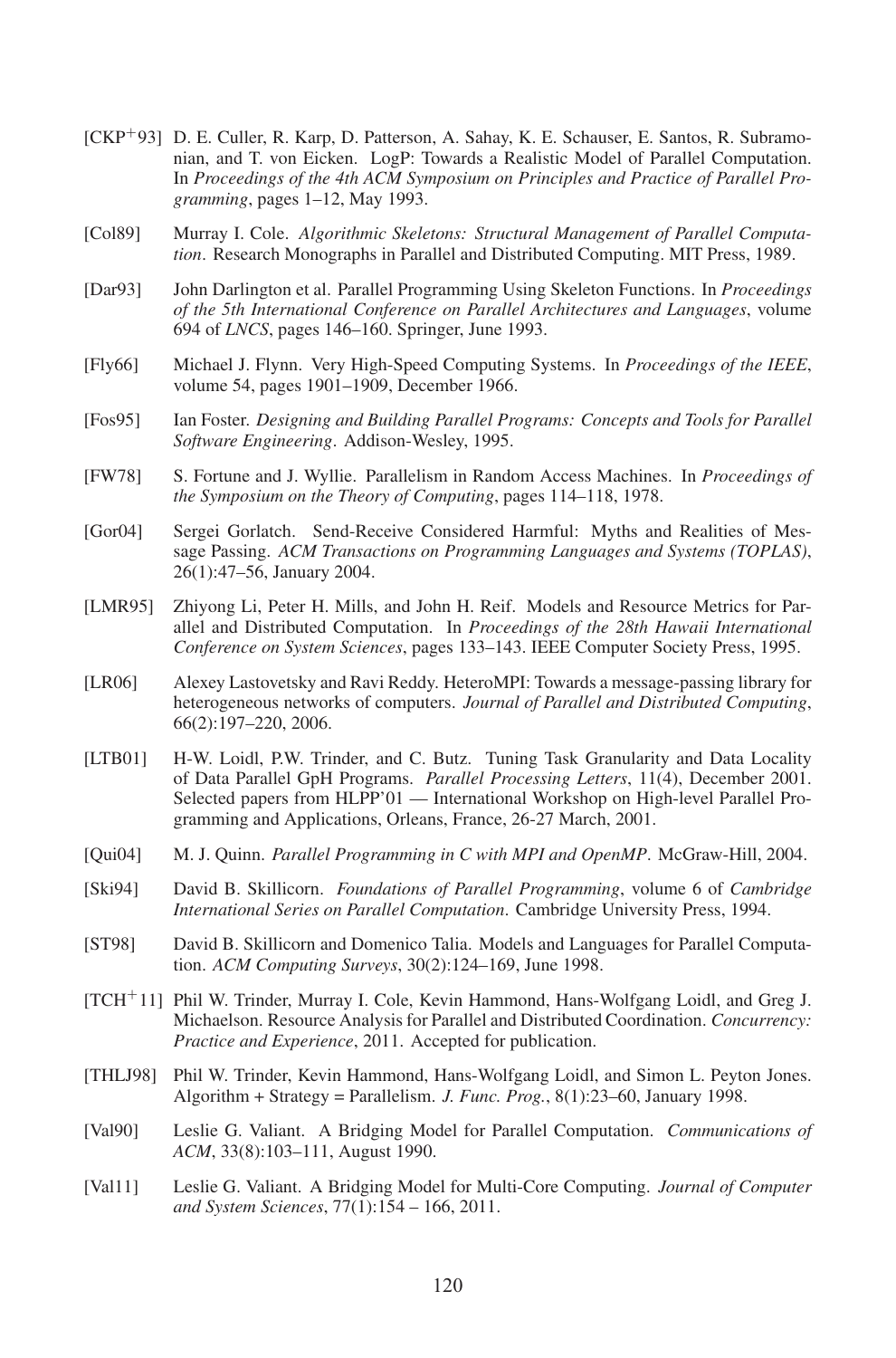[CKP+93] D. E. Culler, R. Karp, D. Patterson, A. Sahay, K. E. Schauser, E. Santos, R. Subramonian, and T. von Eicken. LogP: Towards a Realistic Model of Parallel Computation. In *Proceedings of the 4th ACM Symposium on Principles and Practice of Parallel Programming*, pages 1–12, May 1993.

[Col89] Murray I. Cole. *Algorithmic Skeletons: Structural Management of Parallel Computation*. Research Monographs in Parallel and Distributed Computing. MIT Press, 1989.

[Dar93] John Darlington et al. Parallel Programming Using Skeleton Functions. In *Proceedings of the 5th International Conference on Parallel Architectures and Languages*, volume 694 of *LNCS*, pages 146–160. Springer, June 1993.

[Fly66] Michael J. Flynn. Very High-Speed Computing Systems. In *Proceedings of the IEEE*, volume 54, pages 1901–1909, December 1966.

[Fos95] Ian Foster. *Designing and Building Parallel Programs: Concepts and Tools for Parallel Software Engineering*. Addison-Wesley, 1995.

[FW78] S. Fortune and J. Wyllie. Parallelism in Random Access Machines. In *Proceedings of the Symposium on the Theory of Computing*, pages 114–118, 1978.

[Gor04] Sergei Gorlatch. Send-Receive Considered Harmful: Myths and Realities of Message Passing. *ACM Transactions on Programming Languages and Systems (TOPLAS)*, 26(1):47–56, January 2004.

[LMR95] Zhiyong Li, Peter H. Mills, and John H. Reif. Models and Resource Metrics for Parallel and Distributed Computation. In *Proceedings of the 28th Hawaii International Conference on System Sciences*, pages 133–143. IEEE Computer Society Press, 1995.

[LR06] Alexey Lastovetsky and Ravi Reddy. HeteroMPI: Towards a message-passing library for heterogeneous networks of computers. *Journal of Parallel and Distributed Computing*, 66(2):197–220, 2006.

[LTB01] H-W. Loidl, P.W. Trinder, and C. Butz. Tuning Task Granularity and Data Locality of Data Parallel GpH Programs. *Parallel Processing Letters*, 11(4), December 2001. Selected papers from HLPP'01 — International Workshop on High-level Parallel Programming and Applications, Orleans, France, 26-27 March, 2001.

[Qui04] M. J. Quinn. *Parallel Programming in C with MPI and OpenMP*. McGraw-Hill, 2004.

[Ski94] David B. Skillicorn. *Foundations of Parallel Programming*, volume 6 of *Cambridge International Series on Parallel Computation*. Cambridge University Press, 1994.

[ST98] David B. Skillicorn and Domenico Talia. Models and Languages for Parallel Computation. *ACM Computing Surveys*, 30(2):124–169, June 1998.

[TCH+11] Phil W. Trinder, Murray I. Cole, Kevin Hammond, Hans-Wolfgang Loidl, and Greg J. Michaelson. Resource Analysis for Parallel and Distributed Coordination. *Concurrency: Practice and Experience*, 2011. Accepted for publication.

[THLJ98] Phil W. Trinder, Kevin Hammond, Hans-Wolfgang Loidl, and Simon L. Peyton Jones. Algorithm + Strategy = Parallelism. *J. Func. Prog.*, 8(1):23–60, January 1998.

[Val90] Leslie G. Valiant. A Bridging Model for Parallel Computation. *Communications of ACM*, 33(8):103–111, August 1990.

[Val11] Leslie G. Valiant. A Bridging Model for Multi-Core Computing. *Journal of Computer and System Sciences*, 77(1):154 – 166, 2011.